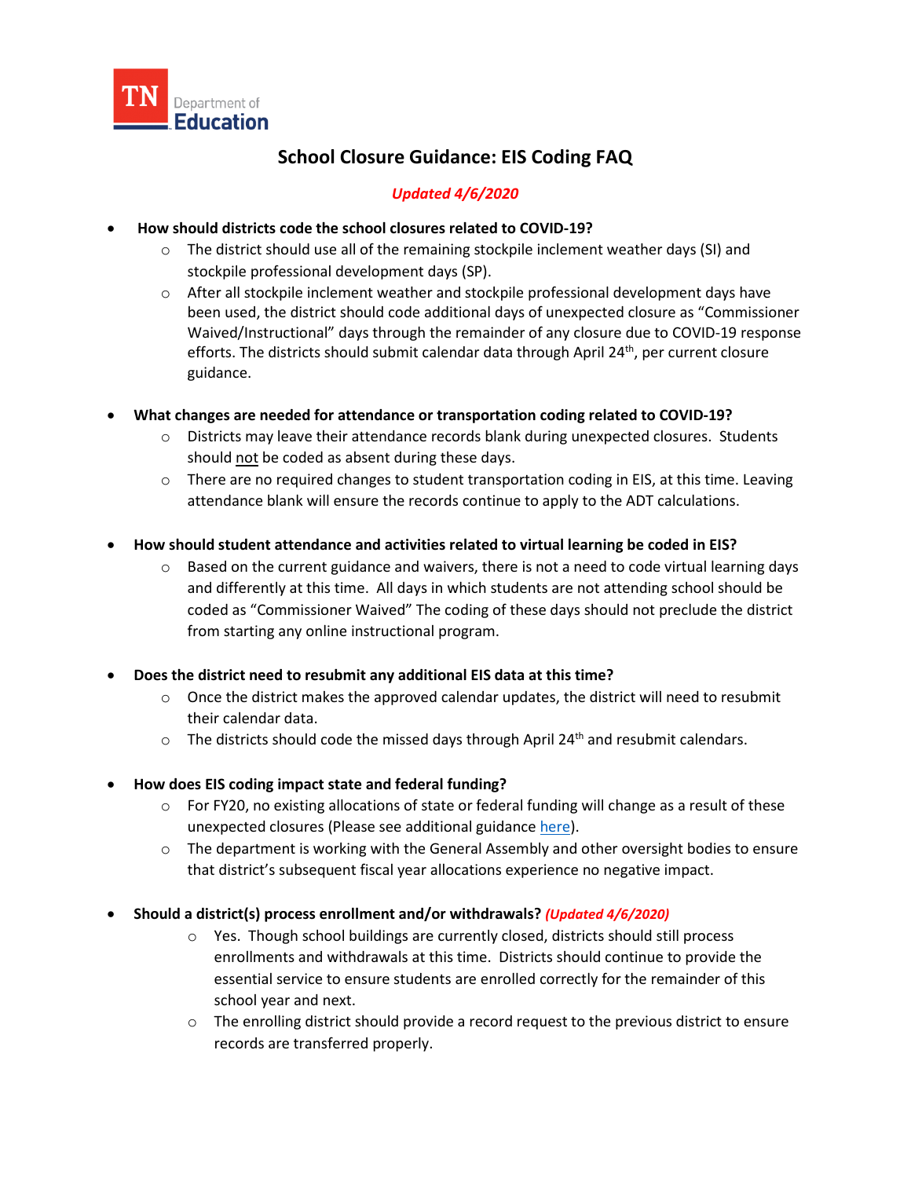TN Department of Education

# School Closure Guidance: EIS Coding FAQ

*Updated 4/6/2020*

- **How should districts code the school closures related to COVID-19?**
  - The district should use all of the remaining stockpile inclement weather days (SI) and stockpile professional development days (SP).
  - After all stockpile inclement weather and stockpile professional development days have been used, the district should code additional days of unexpected closure as "Commissioner Waived/Instructional" days through the remainder of any closure due to COVID-19 response efforts. The districts should submit calendar data through April 24th, per current closure guidance.

- **What changes are needed for attendance or transportation coding related to COVID-19?**
  - Districts may leave their attendance records blank during unexpected closures. Students should not be coded as absent during these days.
  - There are no required changes to student transportation coding in EIS, at this time. Leaving attendance blank will ensure the records continue to apply to the ADT calculations.

- **How should student attendance and activities related to virtual learning be coded in EIS?**
  - Based on the current guidance and waivers, there is not a need to code virtual learning days and differently at this time. All days in which students are not attending school should be coded as "Commissioner Waived" The coding of these days should not preclude the district from starting any online instructional program.

- **Does the district need to resubmit any additional EIS data at this time?**
  - Once the district makes the approved calendar updates, the district will need to resubmit their calendar data.
  - The districts should code the missed days through April 24th and resubmit calendars.

- **How does EIS coding impact state and federal funding?**
  - For FY20, no existing allocations of state or federal funding will change as a result of these unexpected closures (Please see additional guidance here).
  - The department is working with the General Assembly and other oversight bodies to ensure that district's subsequent fiscal year allocations experience no negative impact.

- **Should a district(s) process enrollment and/or withdrawals?** ***(Updated 4/6/2020)***
  - Yes. Though school buildings are currently closed, districts should still process enrollments and withdrawals at this time. Districts should continue to provide the essential service to ensure students are enrolled correctly for the remainder of this school year and next.
  - The enrolling district should provide a record request to the previous district to ensure records are transferred properly.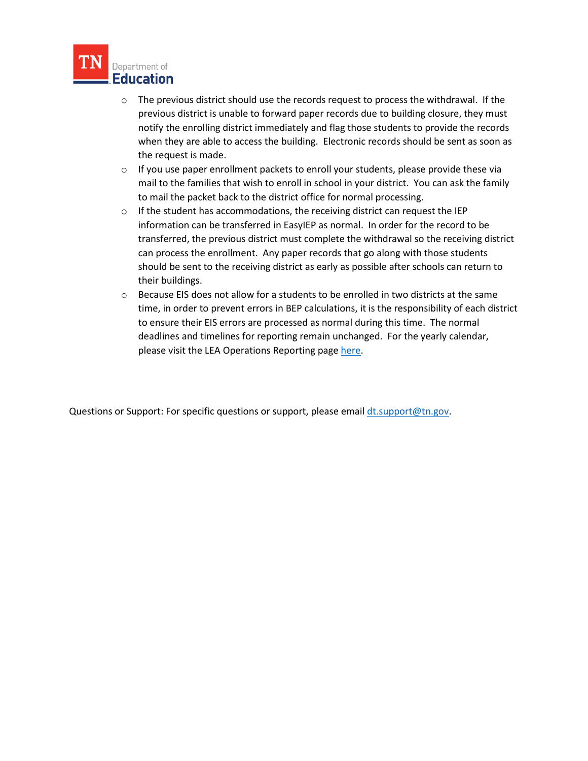- The previous district should use the records request to process the withdrawal. If the previous district is unable to forward paper records due to building closure, they must notify the enrolling district immediately and flag those students to provide the records when they are able to access the building. Electronic records should be sent as soon as the request is made.
- If you use paper enrollment packets to enroll your students, please provide these via mail to the families that wish to enroll in school in your district. You can ask the family to mail the packet back to the district office for normal processing.
- If the student has accommodations, the receiving district can request the IEP information can be transferred in EasyIEP as normal. In order for the record to be transferred, the previous district must complete the withdrawal so the receiving district can process the enrollment. Any paper records that go along with those students should be sent to the receiving district as early as possible after schools can return to their buildings.
- Because EIS does not allow for a students to be enrolled in two districts at the same time, in order to prevent errors in BEP calculations, it is the responsibility of each district to ensure their EIS errors are processed as normal during this time. The normal deadlines and timelines for reporting remain unchanged. For the yearly calendar, please visit the LEA Operations Reporting page here.

Questions or Support: For specific questions or support, please email dt.support@tn.gov.